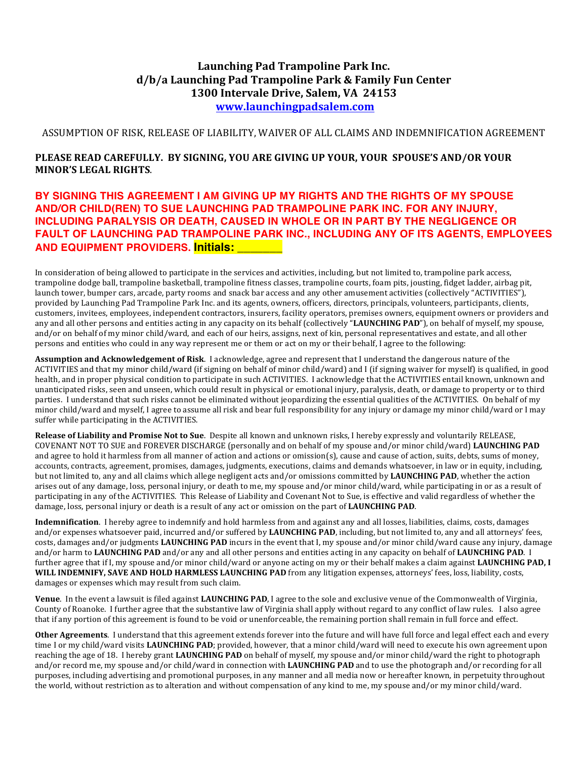# Launching Pad Trampoline Park Inc.
## d/b/a Launching Pad Trampoline Park & Family Fun Center
## 1300 Intervale Drive, Salem, VA 24153
## [www.launchingpadsalem.com](http://www.launchingpadsalem.com)

ASSUMPTION OF RISK, RELEASE OF LIABILITY, WAIVER OF ALL CLAIMS AND INDEMNIFICATION AGREEMENT

**PLEASE READ CAREFULLY. BY SIGNING, YOU ARE GIVING UP YOUR, YOUR SPOUSE'S AND/OR YOUR MINOR'S LEGAL RIGHTS.**

**BY SIGNING THIS AGREEMENT I AM GIVING UP MY RIGHTS AND THE RIGHTS OF MY SPOUSE AND/OR CHILD(REN) TO SUE LAUNCHING PAD TRAMPOLINE PARK INC. FOR ANY INJURY, INCLUDING PARALYSIS OR DEATH, CAUSED IN WHOLE OR IN PART BY THE NEGLIGENCE OR FAULT OF LAUNCHING PAD TRAMPOLINE PARK INC., INCLUDING ANY OF ITS AGENTS, EMPLOYEES AND EQUIPMENT PROVIDERS. Initials: ________**

In consideration of being allowed to participate in the services and activities, including, but not limited to, trampoline park access, trampoline dodge ball, trampoline basketball, trampoline fitness classes, trampoline courts, foam pits, jousting, fidget ladder, airbag pit, launch tower, bumper cars, arcade, party rooms and snack bar access and any other amusement activities (collectively "ACTIVITIES"), provided by Launching Pad Trampoline Park Inc. and its agents, owners, officers, directors, principals, volunteers, participants, clients, customers, invitees, employees, independent contractors, insurers, facility operators, premises owners, equipment owners or providers and any and all other persons and entities acting in any capacity on its behalf (collectively "**LAUNCHING PAD**"), on behalf of myself, my spouse, and/or on behalf of my minor child/ward, and each of our heirs, assigns, next of kin, personal representatives and estate, and all other persons and entities who could in any way represent me or them or act on my or their behalf, I agree to the following:

**Assumption and Acknowledgement of Risk**. I acknowledge, agree and represent that I understand the dangerous nature of the ACTIVITIES and that my minor child/ward (if signing on behalf of minor child/ward) and I (if signing waiver for myself) is qualified, in good health, and in proper physical condition to participate in such ACTIVITIES. I acknowledge that the ACTIVITIES entail known, unknown and unanticipated risks, seen and unseen, which could result in physical or emotional injury, paralysis, death, or damage to property or to third parties. I understand that such risks cannot be eliminated without jeopardizing the essential qualities of the ACTIVITIES. On behalf of my minor child/ward and myself, I agree to assume all risk and bear full responsibility for any injury or damage my minor child/ward or I may suffer while participating in the ACTIVITIES.

**Release of Liability and Promise Not to Sue**. Despite all known and unknown risks, I hereby expressly and voluntarily RELEASE, COVENANT NOT TO SUE and FOREVER DISCHARGE (personally and on behalf of my spouse and/or minor child/ward) **LAUNCHING PAD** and agree to hold it harmless from all manner of action and actions or omission(s), cause and cause of action, suits, debts, sums of money, accounts, contracts, agreement, promises, damages, judgments, executions, claims and demands whatsoever, in law or in equity, including, but not limited to, any and all claims which allege negligent acts and/or omissions committed by **LAUNCHING PAD**, whether the action arises out of any damage, loss, personal injury, or death to me, my spouse and/or minor child/ward, while participating in or as a result of participating in any of the ACTIVITIES. This Release of Liability and Covenant Not to Sue, is effective and valid regardless of whether the damage, loss, personal injury or death is a result of any act or omission on the part of **LAUNCHING PAD**.

**Indemnification**. I hereby agree to indemnify and hold harmless from and against any and all losses, liabilities, claims, costs, damages and/or expenses whatsoever paid, incurred and/or suffered by **LAUNCHING PAD**, including, but not limited to, any and all attorneys' fees, costs, damages and/or judgments **LAUNCHING PAD** incurs in the event that I, my spouse and/or minor child/ward cause any injury, damage and/or harm to **LAUNCHING PAD** and/or any and all other persons and entities acting in any capacity on behalf of **LAUNCHING PAD**. I further agree that if I, my spouse and/or minor child/ward or anyone acting on my or their behalf makes a claim against **LAUNCHING PAD, I WILL INDEMNIFY, SAVE AND HOLD HARMLESS LAUNCHING PAD** from any litigation expenses, attorneys' fees, loss, liability, costs, damages or expenses which may result from such claim.

**Venue**. In the event a lawsuit is filed against **LAUNCHING PAD**, I agree to the sole and exclusive venue of the Commonwealth of Virginia, County of Roanoke. I further agree that the substantive law of Virginia shall apply without regard to any conflict of law rules. I also agree that if any portion of this agreement is found to be void or unenforceable, the remaining portion shall remain in full force and effect.

**Other Agreements**. I understand that this agreement extends forever into the future and will have full force and legal effect each and every time I or my child/ward visits **LAUNCHING PAD**; provided, however, that a minor child/ward will need to execute his own agreement upon reaching the age of 18. I hereby grant **LAUNCHING PAD** on behalf of myself, my spouse and/or minor child/ward the right to photograph and/or record me, my spouse and/or child/ward in connection with **LAUNCHING PAD** and to use the photograph and/or recording for all purposes, including advertising and promotional purposes, in any manner and all media now or hereafter known, in perpetuity throughout the world, without restriction as to alteration and without compensation of any kind to me, my spouse and/or my minor child/ward.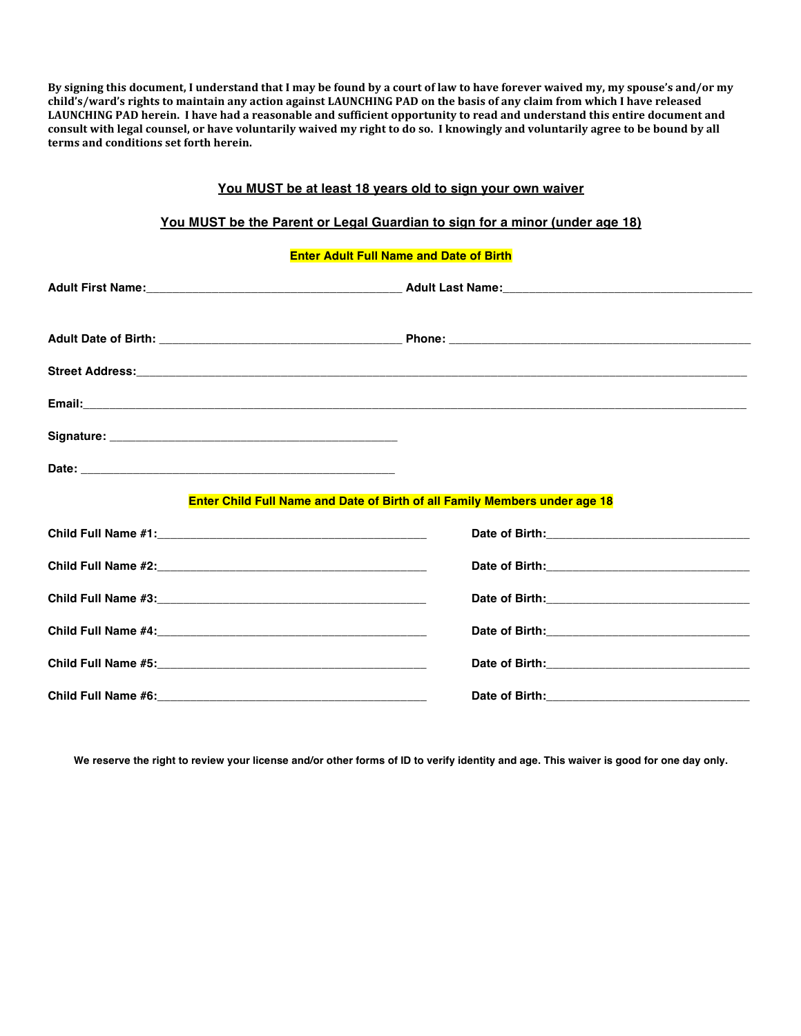**By signing this document, I understand that I may be found by a court of law to have forever waived my, my spouse's and/or my child's/ward's rights to maintain any action against LAUNCHING PAD on the basis of any claim from which I have released LAUNCHING PAD herein. I have had a reasonable and sufficient opportunity to read and understand this entire document and consult with legal counsel, or have voluntarily waived my right to do so. I knowingly and voluntarily agree to be bound by all terms and conditions set forth herein.**

**You MUST be at least 18 years old to sign your own waiver**

**You MUST be the Parent or Legal Guardian to sign for a minor (under age 18)**

**Enter Adult Full Name and Date of Birth**

**Adult First Name:**_______________________________ **Adult Last Name:**_______________________________

**Adult Date of Birth:** _______________________________ **Phone:** _______________________________

**Street Address:**_______________________________________________________________

**Email:**_______________________________________________________________

**Signature:** _______________________________

**Date:** _______________________________

**Enter Child Full Name and Date of Birth of all Family Members under age 18**

**Child Full Name #1:**_______________________________ **Date of Birth:**_______________________

**Child Full Name #2:**_______________________________ **Date of Birth:**_______________________

**Child Full Name #3:**_______________________________ **Date of Birth:**_______________________

**Child Full Name #4:**_______________________________ **Date of Birth:**_______________________

**Child Full Name #5:**_______________________________ **Date of Birth:**_______________________

**Child Full Name #6:**_______________________________ **Date of Birth:**_______________________

**We reserve the right to review your license and/or other forms of ID to verify identity and age. This waiver is good for one day only.**